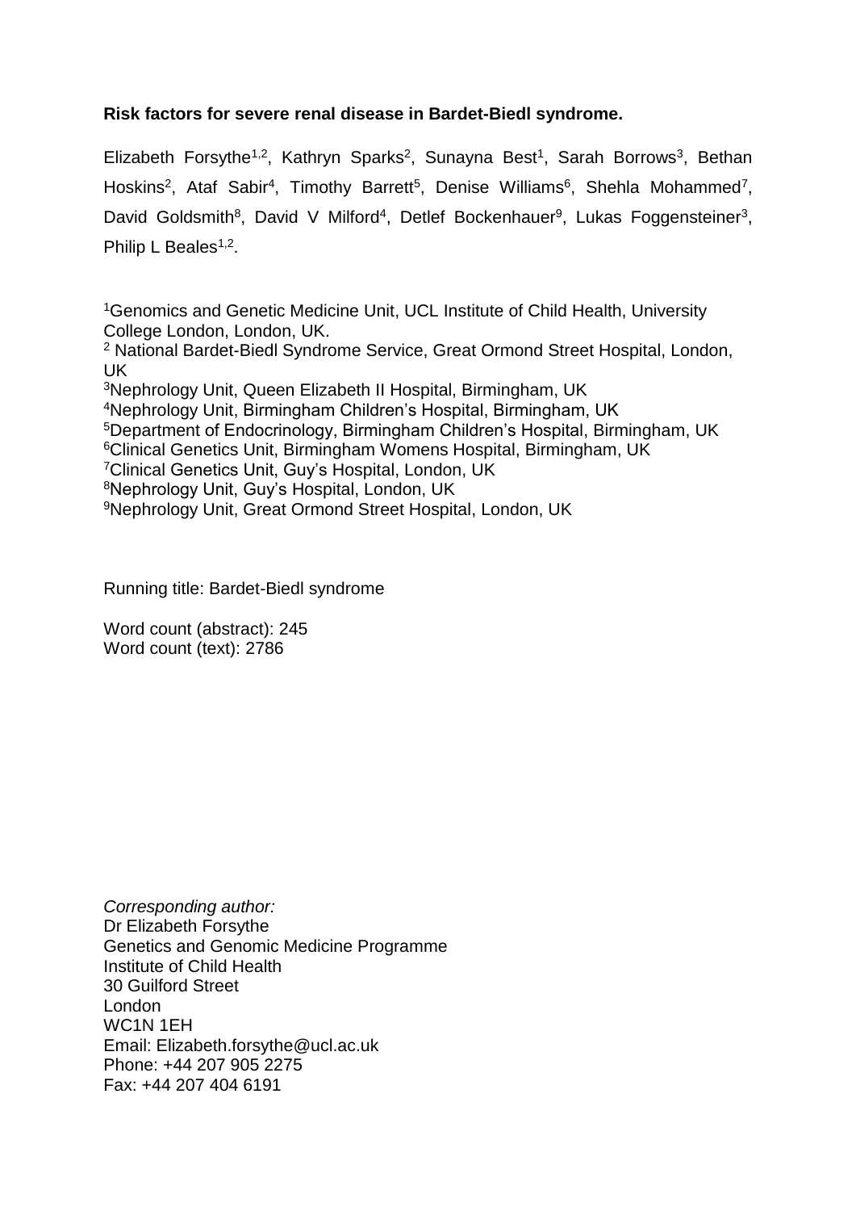**Risk factors for severe renal disease in Bardet-Biedl syndrome.**

Elizabeth Forsythe[1,2], Kathryn Sparks[2], Sunayna Best[1], Sarah Borrows[3], Bethan Hoskins[2], Ataf Sabir[4], Timothy Barrett[5], Denise Williams[6], Shehla Mohammed[7], David Goldsmith[8], David V Milford[4], Detlef Bockenhauer[9], Lukas Foggensteiner[3], Philip L Beales[1,2].

[1]Genomics and Genetic Medicine Unit, UCL Institute of Child Health, University College London, London, UK.
[2] National Bardet-Biedl Syndrome Service, Great Ormond Street Hospital, London, UK
[3]Nephrology Unit, Queen Elizabeth II Hospital, Birmingham, UK
[4]Nephrology Unit, Birmingham Children's Hospital, Birmingham, UK
[5]Department of Endocrinology, Birmingham Children's Hospital, Birmingham, UK
[6]Clinical Genetics Unit, Birmingham Womens Hospital, Birmingham, UK
[7]Clinical Genetics Unit, Guy's Hospital, London, UK
[8]Nephrology Unit, Guy's Hospital, London, UK
[9]Nephrology Unit, Great Ormond Street Hospital, London, UK

Running title: Bardet-Biedl syndrome

Word count (abstract): 245
Word count (text): 2786

*Corresponding author:*
Dr Elizabeth Forsythe
Genetics and Genomic Medicine Programme
Institute of Child Health
30 Guilford Street
London
WC1N 1EH
Email: Elizabeth.forsythe@ucl.ac.uk
Phone: +44 207 905 2275
Fax: +44 207 404 6191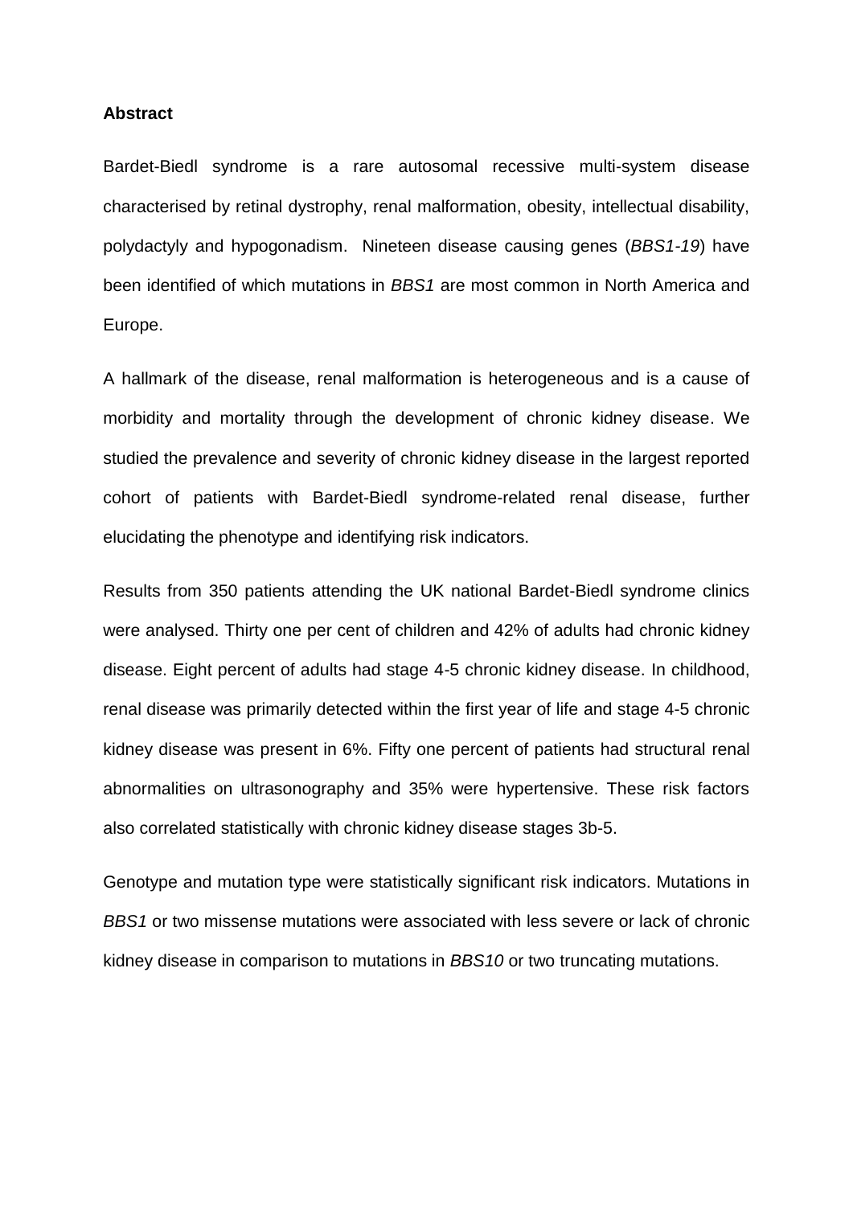**Abstract**

Bardet-Biedl syndrome is a rare autosomal recessive multi-system disease characterised by retinal dystrophy, renal malformation, obesity, intellectual disability, polydactyly and hypogonadism. Nineteen disease causing genes (*BBS1-19*) have been identified of which mutations in *BBS1* are most common in North America and Europe.

A hallmark of the disease, renal malformation is heterogeneous and is a cause of morbidity and mortality through the development of chronic kidney disease. We studied the prevalence and severity of chronic kidney disease in the largest reported cohort of patients with Bardet-Biedl syndrome-related renal disease, further elucidating the phenotype and identifying risk indicators.

Results from 350 patients attending the UK national Bardet-Biedl syndrome clinics were analysed. Thirty one per cent of children and 42% of adults had chronic kidney disease. Eight percent of adults had stage 4-5 chronic kidney disease. In childhood, renal disease was primarily detected within the first year of life and stage 4-5 chronic kidney disease was present in 6%. Fifty one percent of patients had structural renal abnormalities on ultrasonography and 35% were hypertensive. These risk factors also correlated statistically with chronic kidney disease stages 3b-5.

Genotype and mutation type were statistically significant risk indicators. Mutations in *BBS1* or two missense mutations were associated with less severe or lack of chronic kidney disease in comparison to mutations in *BBS10* or two truncating mutations.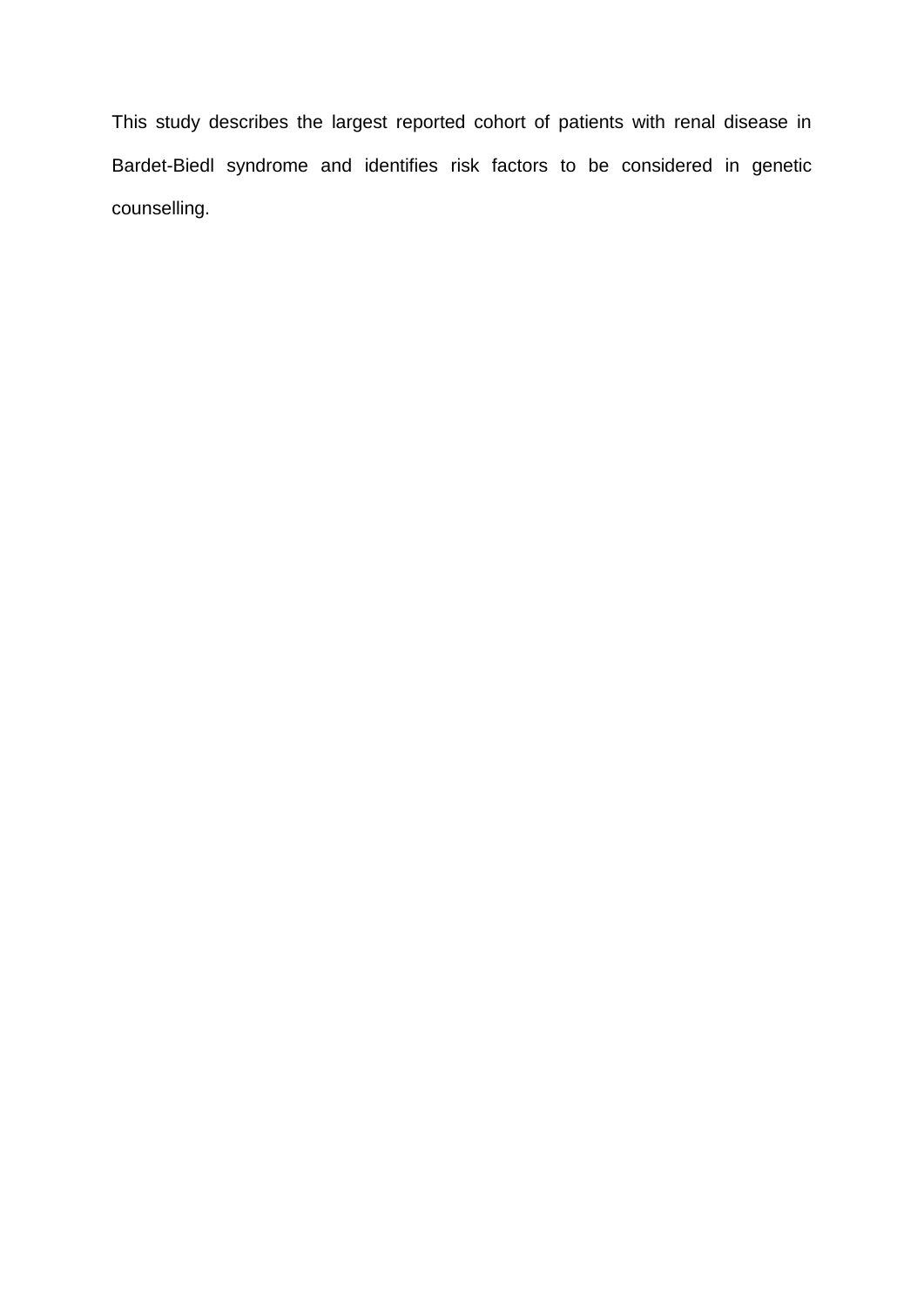This study describes the largest reported cohort of patients with renal disease in Bardet-Biedl syndrome and identifies risk factors to be considered in genetic counselling.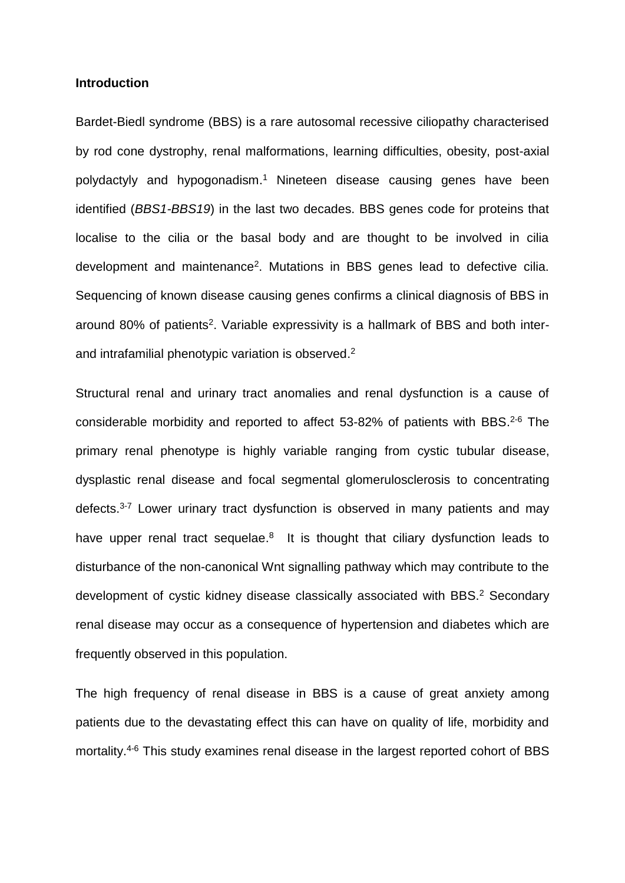**Introduction**

Bardet-Biedl syndrome (BBS) is a rare autosomal recessive ciliopathy characterised by rod cone dystrophy, renal malformations, learning difficulties, obesity, post-axial polydactyly and hypogonadism.[1] Nineteen disease causing genes have been identified (*BBS1-BBS19*) in the last two decades. BBS genes code for proteins that localise to the cilia or the basal body and are thought to be involved in cilia development and maintenance[2]. Mutations in BBS genes lead to defective cilia. Sequencing of known disease causing genes confirms a clinical diagnosis of BBS in around 80% of patients[2]. Variable expressivity is a hallmark of BBS and both inter- and intrafamilial phenotypic variation is observed.[2]

Structural renal and urinary tract anomalies and renal dysfunction is a cause of considerable morbidity and reported to affect 53-82% of patients with BBS.[2-6] The primary renal phenotype is highly variable ranging from cystic tubular disease, dysplastic renal disease and focal segmental glomerulosclerosis to concentrating defects.[3-7] Lower urinary tract dysfunction is observed in many patients and may have upper renal tract sequelae.[8] It is thought that ciliary dysfunction leads to disturbance of the non-canonical Wnt signalling pathway which may contribute to the development of cystic kidney disease classically associated with BBS.[2] Secondary renal disease may occur as a consequence of hypertension and diabetes which are frequently observed in this population.

The high frequency of renal disease in BBS is a cause of great anxiety among patients due to the devastating effect this can have on quality of life, morbidity and mortality.[4-6] This study examines renal disease in the largest reported cohort of BBS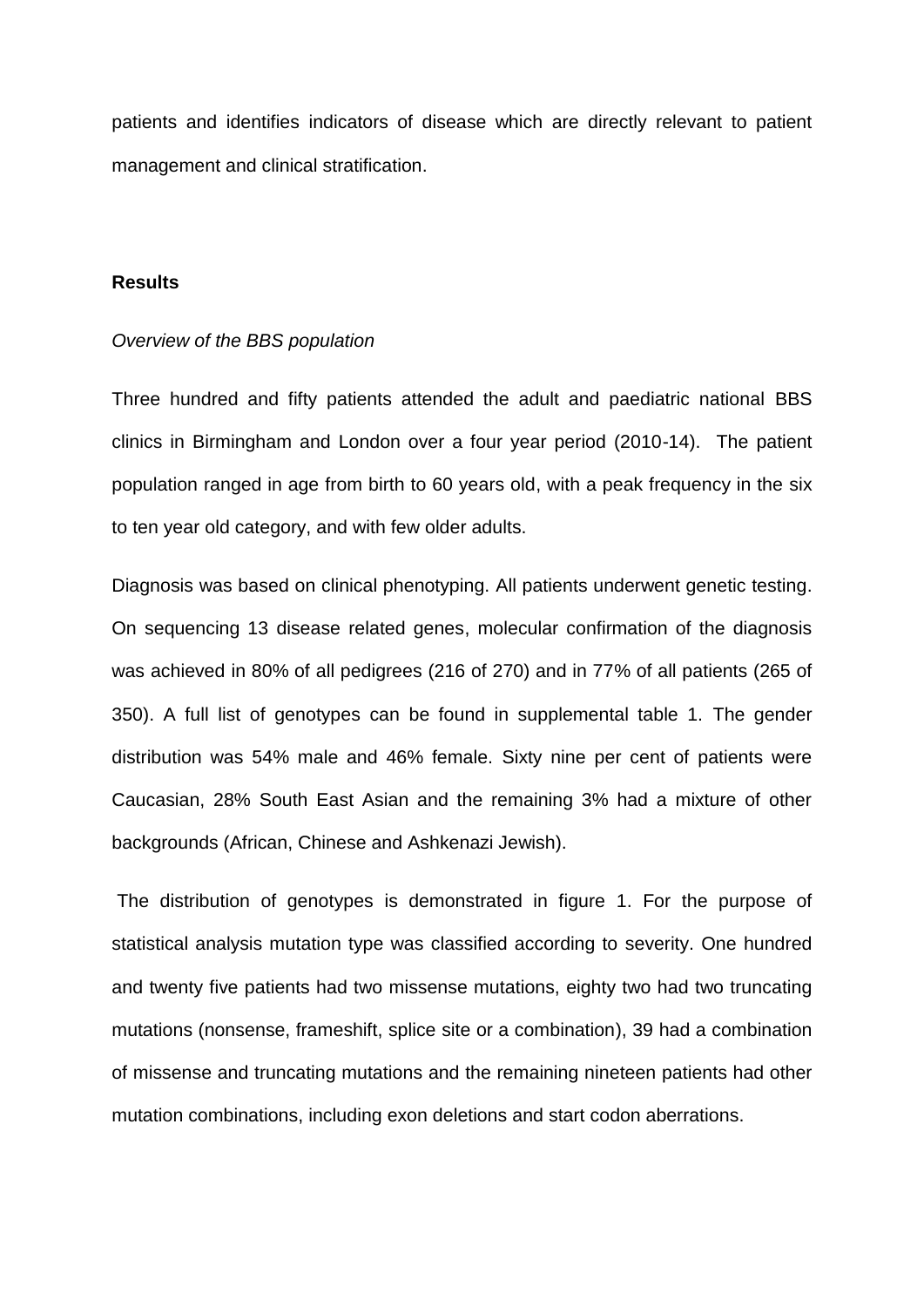patients and identifies indicators of disease which are directly relevant to patient management and clinical stratification.

## Results

*Overview of the BBS population*

Three hundred and fifty patients attended the adult and paediatric national BBS clinics in Birmingham and London over a four year period (2010-14). The patient population ranged in age from birth to 60 years old, with a peak frequency in the six to ten year old category, and with few older adults.

Diagnosis was based on clinical phenotyping. All patients underwent genetic testing. On sequencing 13 disease related genes, molecular confirmation of the diagnosis was achieved in 80% of all pedigrees (216 of 270) and in 77% of all patients (265 of 350). A full list of genotypes can be found in supplemental table 1. The gender distribution was 54% male and 46% female. Sixty nine per cent of patients were Caucasian, 28% South East Asian and the remaining 3% had a mixture of other backgrounds (African, Chinese and Ashkenazi Jewish).

The distribution of genotypes is demonstrated in figure 1. For the purpose of statistical analysis mutation type was classified according to severity. One hundred and twenty five patients had two missense mutations, eighty two had two truncating mutations (nonsense, frameshift, splice site or a combination), 39 had a combination of missense and truncating mutations and the remaining nineteen patients had other mutation combinations, including exon deletions and start codon aberrations.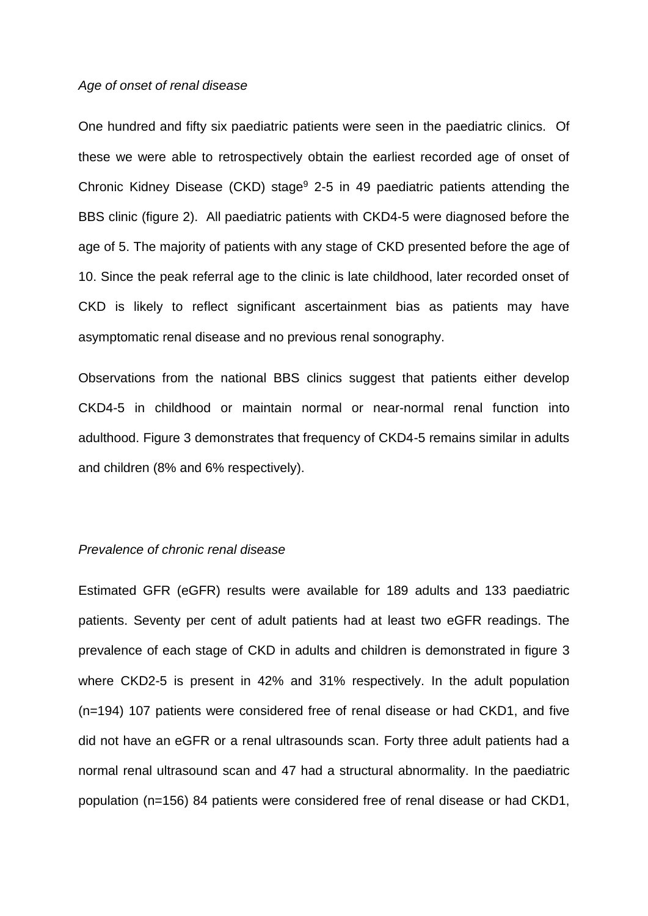*Age of onset of renal disease*

One hundred and fifty six paediatric patients were seen in the paediatric clinics. Of these we were able to retrospectively obtain the earliest recorded age of onset of Chronic Kidney Disease (CKD) stage[9] 2-5 in 49 paediatric patients attending the BBS clinic (figure 2). All paediatric patients with CKD4-5 were diagnosed before the age of 5. The majority of patients with any stage of CKD presented before the age of 10. Since the peak referral age to the clinic is late childhood, later recorded onset of CKD is likely to reflect significant ascertainment bias as patients may have asymptomatic renal disease and no previous renal sonography.

Observations from the national BBS clinics suggest that patients either develop CKD4-5 in childhood or maintain normal or near-normal renal function into adulthood. Figure 3 demonstrates that frequency of CKD4-5 remains similar in adults and children (8% and 6% respectively).

*Prevalence of chronic renal disease*

Estimated GFR (eGFR) results were available for 189 adults and 133 paediatric patients. Seventy per cent of adult patients had at least two eGFR readings. The prevalence of each stage of CKD in adults and children is demonstrated in figure 3 where CKD2-5 is present in 42% and 31% respectively. In the adult population (n=194) 107 patients were considered free of renal disease or had CKD1, and five did not have an eGFR or a renal ultrasounds scan. Forty three adult patients had a normal renal ultrasound scan and 47 had a structural abnormality. In the paediatric population (n=156) 84 patients were considered free of renal disease or had CKD1,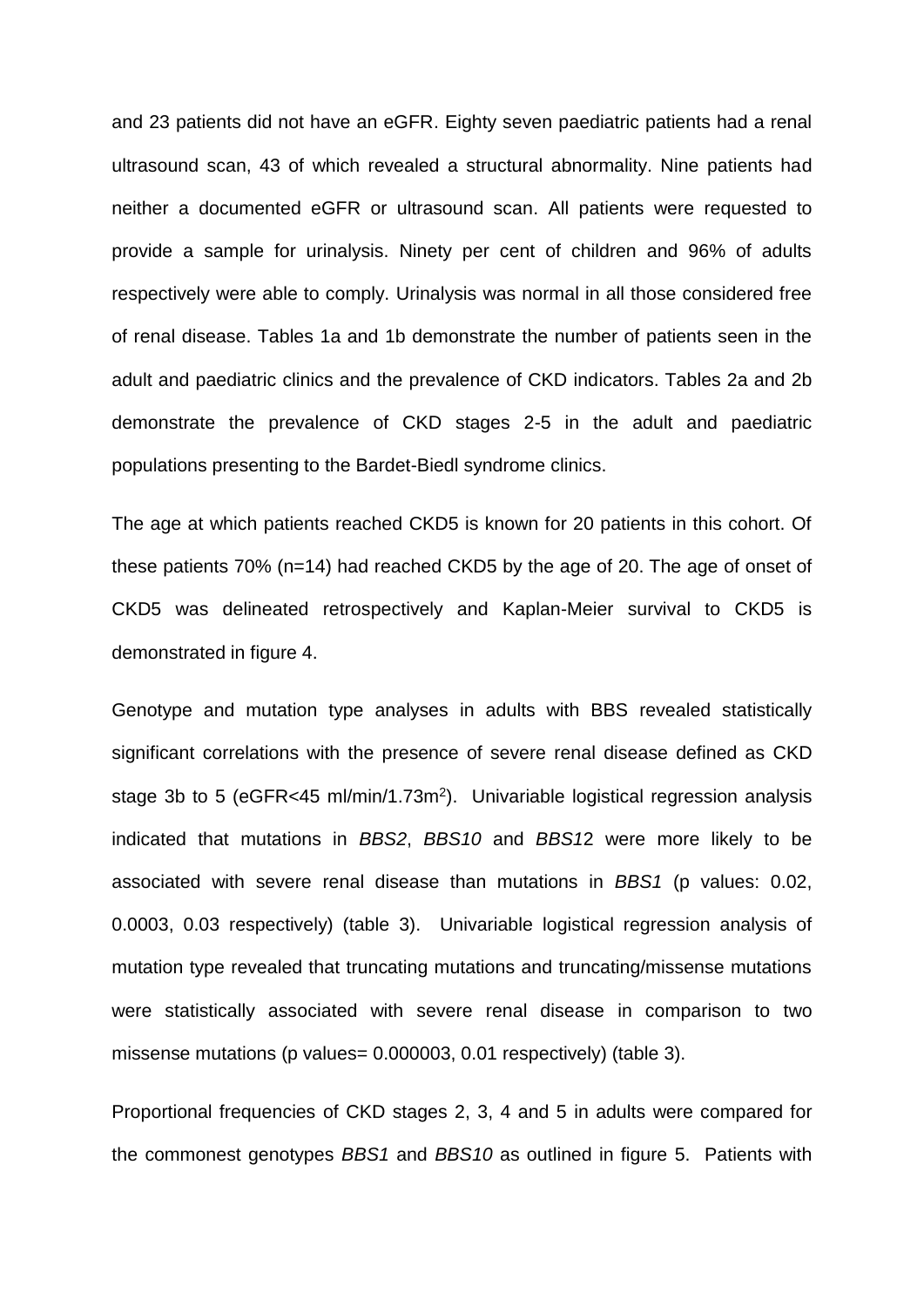and 23 patients did not have an eGFR. Eighty seven paediatric patients had a renal ultrasound scan, 43 of which revealed a structural abnormality. Nine patients had neither a documented eGFR or ultrasound scan. All patients were requested to provide a sample for urinalysis. Ninety per cent of children and 96% of adults respectively were able to comply. Urinalysis was normal in all those considered free of renal disease. Tables 1a and 1b demonstrate the number of patients seen in the adult and paediatric clinics and the prevalence of CKD indicators. Tables 2a and 2b demonstrate the prevalence of CKD stages 2-5 in the adult and paediatric populations presenting to the Bardet-Biedl syndrome clinics.

The age at which patients reached CKD5 is known for 20 patients in this cohort. Of these patients 70% (n=14) had reached CKD5 by the age of 20. The age of onset of CKD5 was delineated retrospectively and Kaplan-Meier survival to CKD5 is demonstrated in figure 4.

Genotype and mutation type analyses in adults with BBS revealed statistically significant correlations with the presence of severe renal disease defined as CKD stage 3b to 5 (eGFR<45 ml/min/1.73m$^2$). Univariable logistical regression analysis indicated that mutations in *BBS2*, *BBS10* and *BBS12* were more likely to be associated with severe renal disease than mutations in *BBS1* (p values: 0.02, 0.0003, 0.03 respectively) (table 3). Univariable logistical regression analysis of mutation type revealed that truncating mutations and truncating/missense mutations were statistically associated with severe renal disease in comparison to two missense mutations (p values= 0.000003, 0.01 respectively) (table 3).

Proportional frequencies of CKD stages 2, 3, 4 and 5 in adults were compared for the commonest genotypes *BBS1* and *BBS10* as outlined in figure 5. Patients with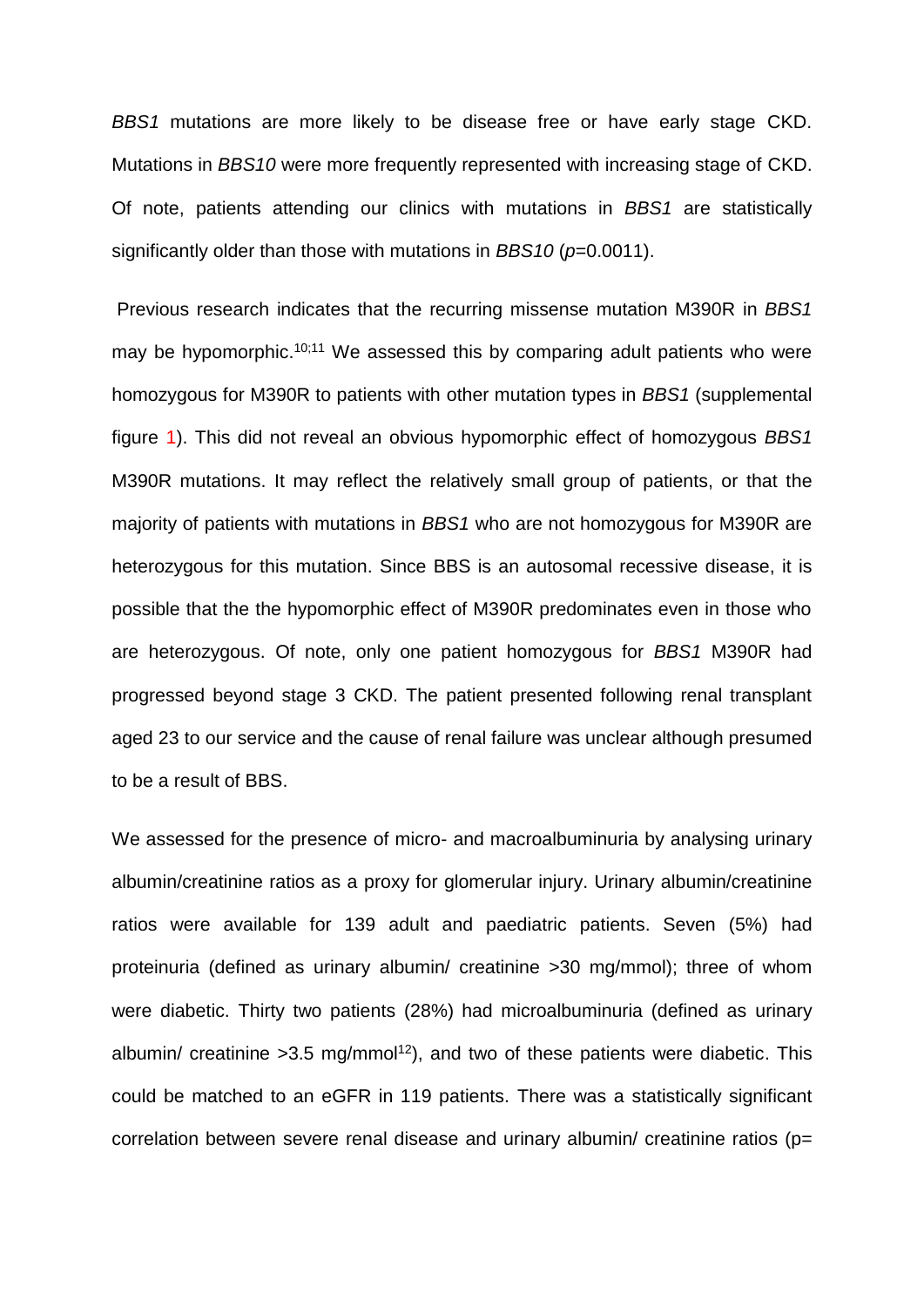*BBS1* mutations are more likely to be disease free or have early stage CKD. Mutations in *BBS10* were more frequently represented with increasing stage of CKD. Of note, patients attending our clinics with mutations in *BBS1* are statistically significantly older than those with mutations in *BBS10* ($p$=0.0011).

Previous research indicates that the recurring missense mutation M390R in *BBS1* may be hypomorphic.[10;11] We assessed this by comparing adult patients who were homozygous for M390R to patients with other mutation types in *BBS1* (supplemental figure 1). This did not reveal an obvious hypomorphic effect of homozygous *BBS1* M390R mutations. It may reflect the relatively small group of patients, or that the majority of patients with mutations in *BBS1* who are not homozygous for M390R are heterozygous for this mutation. Since BBS is an autosomal recessive disease, it is possible that the the hypomorphic effect of M390R predominates even in those who are heterozygous. Of note, only one patient homozygous for *BBS1* M390R had progressed beyond stage 3 CKD. The patient presented following renal transplant aged 23 to our service and the cause of renal failure was unclear although presumed to be a result of BBS.

We assessed for the presence of micro- and macroalbuminuria by analysing urinary albumin/creatinine ratios as a proxy for glomerular injury. Urinary albumin/creatinine ratios were available for 139 adult and paediatric patients. Seven (5%) had proteinuria (defined as urinary albumin/ creatinine >30 mg/mmol); three of whom were diabetic. Thirty two patients (28%) had microalbuminuria (defined as urinary albumin/ creatinine >3.5 mg/mmol[12]), and two of these patients were diabetic. This could be matched to an eGFR in 119 patients. There was a statistically significant correlation between severe renal disease and urinary albumin/ creatinine ratios (p=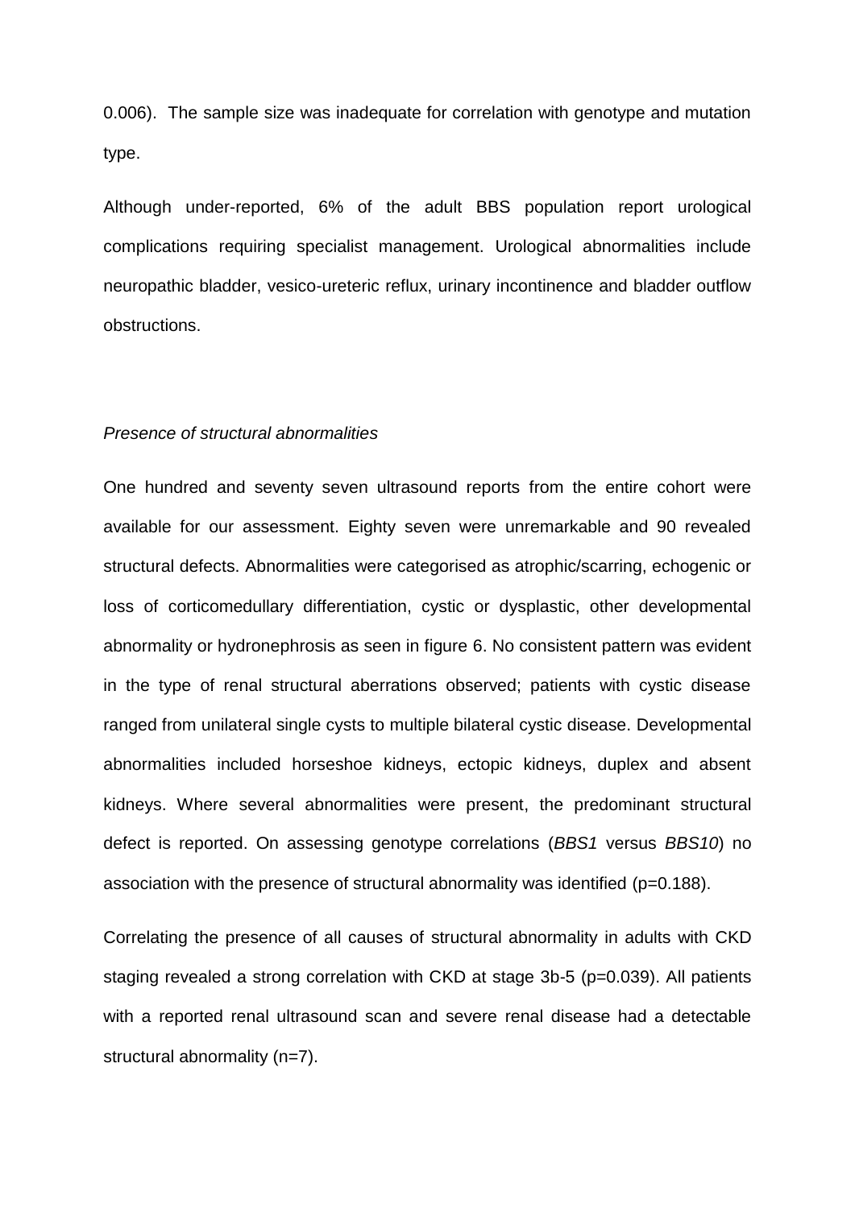0.006). The sample size was inadequate for correlation with genotype and mutation type.

Although under-reported, 6% of the adult BBS population report urological complications requiring specialist management. Urological abnormalities include neuropathic bladder, vesico-ureteric reflux, urinary incontinence and bladder outflow obstructions.

*Presence of structural abnormalities*

One hundred and seventy seven ultrasound reports from the entire cohort were available for our assessment. Eighty seven were unremarkable and 90 revealed structural defects. Abnormalities were categorised as atrophic/scarring, echogenic or loss of corticomedullary differentiation, cystic or dysplastic, other developmental abnormality or hydronephrosis as seen in figure 6. No consistent pattern was evident in the type of renal structural aberrations observed; patients with cystic disease ranged from unilateral single cysts to multiple bilateral cystic disease. Developmental abnormalities included horseshoe kidneys, ectopic kidneys, duplex and absent kidneys. Where several abnormalities were present, the predominant structural defect is reported. On assessing genotype correlations (*BBS1* versus *BBS10*) no association with the presence of structural abnormality was identified (p=0.188).

Correlating the presence of all causes of structural abnormality in adults with CKD staging revealed a strong correlation with CKD at stage 3b-5 (p=0.039). All patients with a reported renal ultrasound scan and severe renal disease had a detectable structural abnormality (n=7).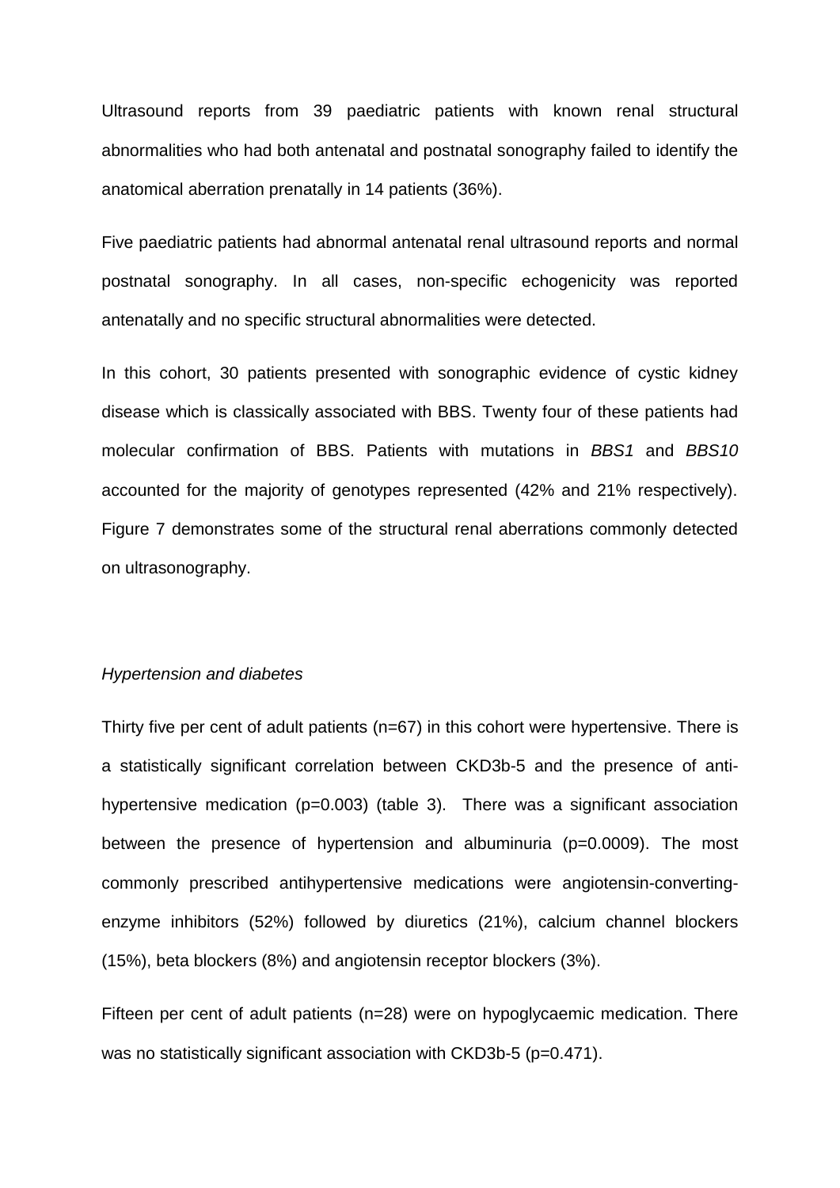Ultrasound reports from 39 paediatric patients with known renal structural abnormalities who had both antenatal and postnatal sonography failed to identify the anatomical aberration prenatally in 14 patients (36%).

Five paediatric patients had abnormal antenatal renal ultrasound reports and normal postnatal sonography. In all cases, non-specific echogenicity was reported antenatally and no specific structural abnormalities were detected.

In this cohort, 30 patients presented with sonographic evidence of cystic kidney disease which is classically associated with BBS. Twenty four of these patients had molecular confirmation of BBS. Patients with mutations in *BBS1* and *BBS10* accounted for the majority of genotypes represented (42% and 21% respectively). Figure 7 demonstrates some of the structural renal aberrations commonly detected on ultrasonography.

*Hypertension and diabetes*

Thirty five per cent of adult patients (n=67) in this cohort were hypertensive. There is a statistically significant correlation between CKD3b-5 and the presence of anti-hypertensive medication ($p=0.003$) (table 3). There was a significant association between the presence of hypertension and albuminuria ($p=0.0009$). The most commonly prescribed antihypertensive medications were angiotensin-converting-enzyme inhibitors (52%) followed by diuretics (21%), calcium channel blockers (15%), beta blockers (8%) and angiotensin receptor blockers (3%).

Fifteen per cent of adult patients (n=28) were on hypoglycaemic medication. There was no statistically significant association with CKD3b-5 ($p=0.471$).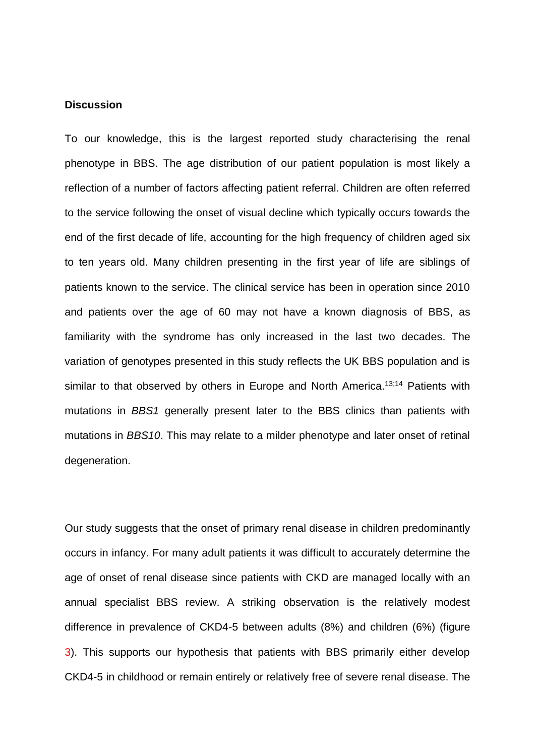**Discussion**

To our knowledge, this is the largest reported study characterising the renal phenotype in BBS. The age distribution of our patient population is most likely a reflection of a number of factors affecting patient referral. Children are often referred to the service following the onset of visual decline which typically occurs towards the end of the first decade of life, accounting for the high frequency of children aged six to ten years old. Many children presenting in the first year of life are siblings of patients known to the service. The clinical service has been in operation since 2010 and patients over the age of 60 may not have a known diagnosis of BBS, as familiarity with the syndrome has only increased in the last two decades. The variation of genotypes presented in this study reflects the UK BBS population and is similar to that observed by others in Europe and North America.[13;14] Patients with mutations in *BBS1* generally present later to the BBS clinics than patients with mutations in *BBS10*. This may relate to a milder phenotype and later onset of retinal degeneration.

Our study suggests that the onset of primary renal disease in children predominantly occurs in infancy. For many adult patients it was difficult to accurately determine the age of onset of renal disease since patients with CKD are managed locally with an annual specialist BBS review. A striking observation is the relatively modest difference in prevalence of CKD4-5 between adults (8%) and children (6%) (figure 3). This supports our hypothesis that patients with BBS primarily either develop CKD4-5 in childhood or remain entirely or relatively free of severe renal disease. The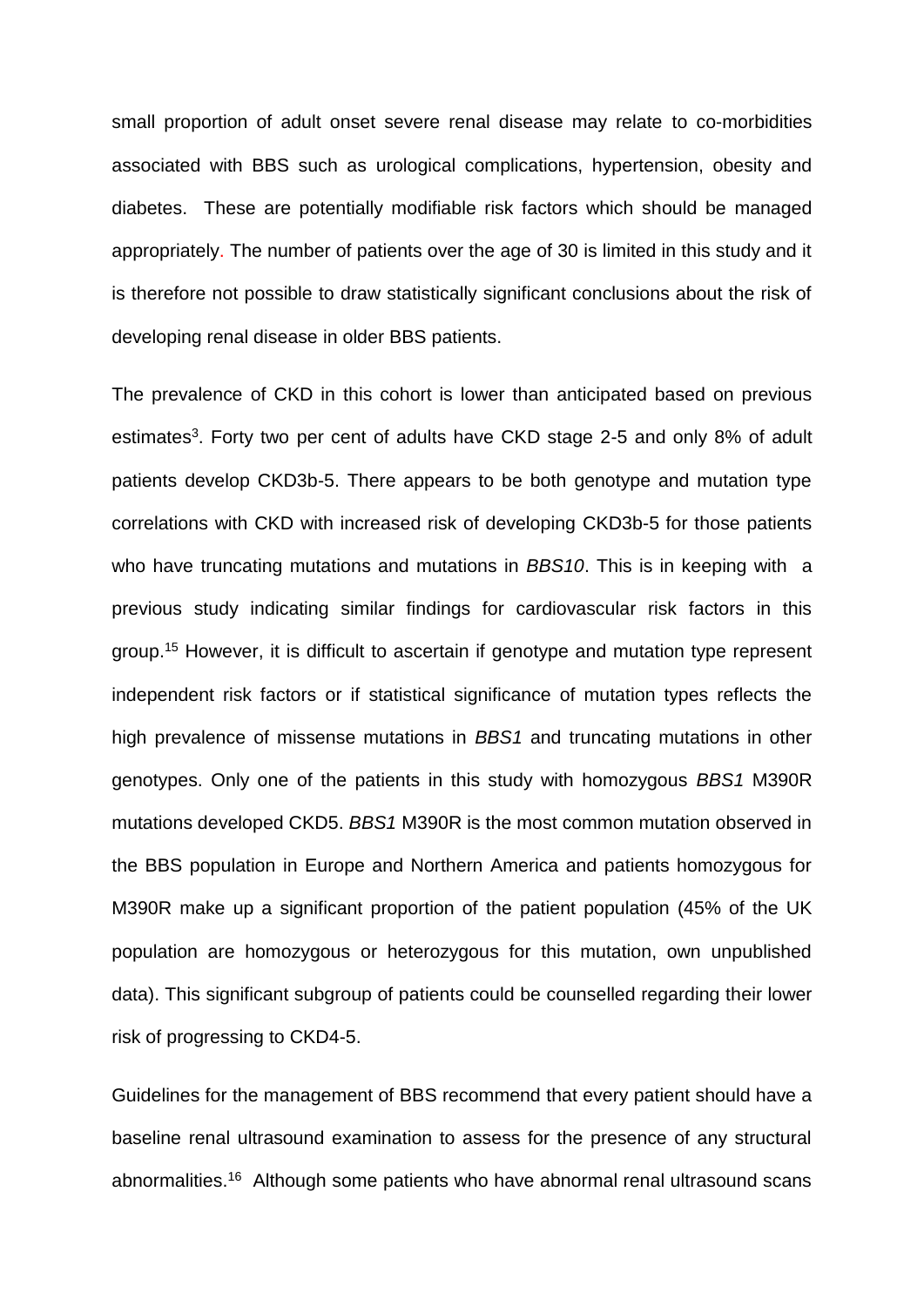small proportion of adult onset severe renal disease may relate to co-morbidities associated with BBS such as urological complications, hypertension, obesity and diabetes. These are potentially modifiable risk factors which should be managed appropriately. The number of patients over the age of 30 is limited in this study and it is therefore not possible to draw statistically significant conclusions about the risk of developing renal disease in older BBS patients.

The prevalence of CKD in this cohort is lower than anticipated based on previous estimates[3]. Forty two per cent of adults have CKD stage 2-5 and only 8% of adult patients develop CKD3b-5. There appears to be both genotype and mutation type correlations with CKD with increased risk of developing CKD3b-5 for those patients who have truncating mutations and mutations in *BBS10*. This is in keeping with a previous study indicating similar findings for cardiovascular risk factors in this group.[15] However, it is difficult to ascertain if genotype and mutation type represent independent risk factors or if statistical significance of mutation types reflects the high prevalence of missense mutations in *BBS1* and truncating mutations in other genotypes. Only one of the patients in this study with homozygous *BBS1* M390R mutations developed CKD5. *BBS1* M390R is the most common mutation observed in the BBS population in Europe and Northern America and patients homozygous for M390R make up a significant proportion of the patient population (45% of the UK population are homozygous or heterozygous for this mutation, own unpublished data). This significant subgroup of patients could be counselled regarding their lower risk of progressing to CKD4-5.

Guidelines for the management of BBS recommend that every patient should have a baseline renal ultrasound examination to assess for the presence of any structural abnormalities.[16] Although some patients who have abnormal renal ultrasound scans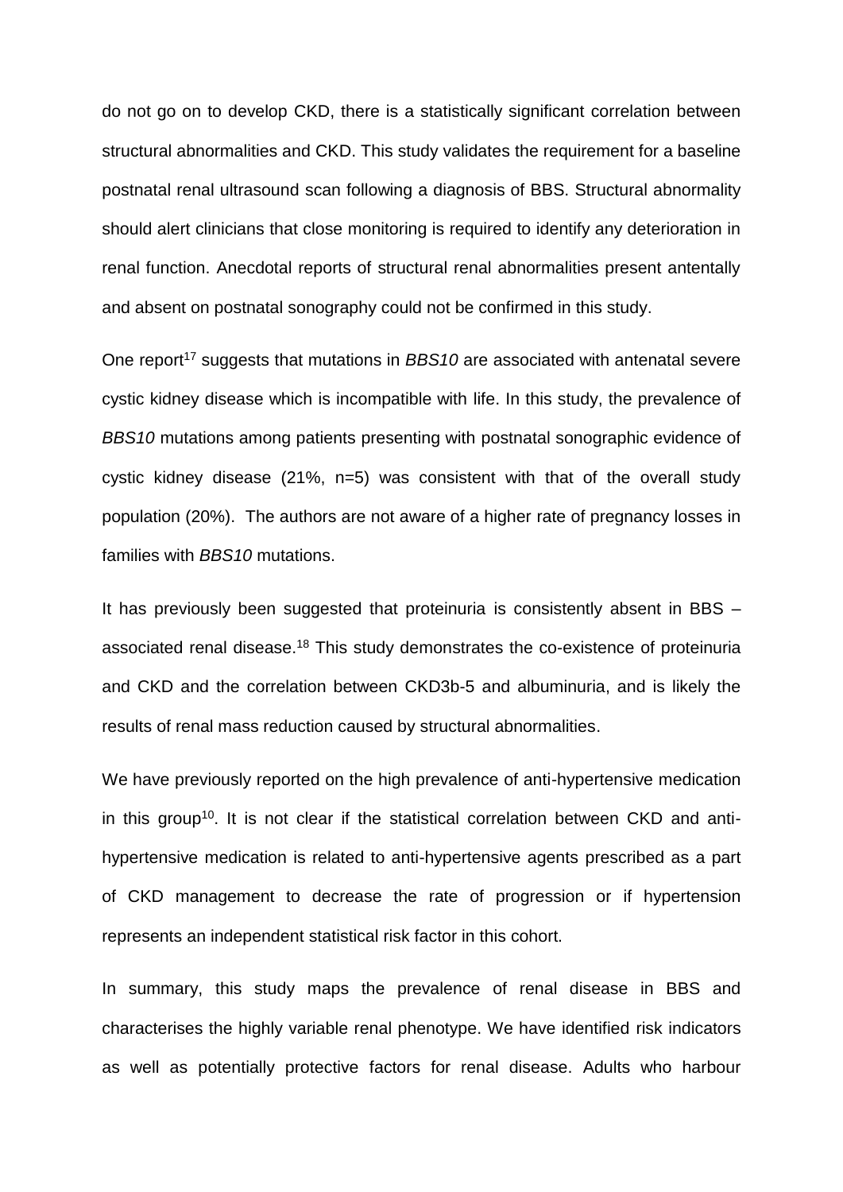do not go on to develop CKD, there is a statistically significant correlation between structural abnormalities and CKD. This study validates the requirement for a baseline postnatal renal ultrasound scan following a diagnosis of BBS. Structural abnormality should alert clinicians that close monitoring is required to identify any deterioration in renal function. Anecdotal reports of structural renal abnormalities present antentally and absent on postnatal sonography could not be confirmed in this study.

One report[17] suggests that mutations in *BBS10* are associated with antenatal severe cystic kidney disease which is incompatible with life. In this study, the prevalence of *BBS10* mutations among patients presenting with postnatal sonographic evidence of cystic kidney disease (21%, n=5) was consistent with that of the overall study population (20%). The authors are not aware of a higher rate of pregnancy losses in families with *BBS10* mutations.

It has previously been suggested that proteinuria is consistently absent in BBS – associated renal disease.[18] This study demonstrates the co-existence of proteinuria and CKD and the correlation between CKD3b-5 and albuminuria, and is likely the results of renal mass reduction caused by structural abnormalities.

We have previously reported on the high prevalence of anti-hypertensive medication in this group[10]. It is not clear if the statistical correlation between CKD and anti-hypertensive medication is related to anti-hypertensive agents prescribed as a part of CKD management to decrease the rate of progression or if hypertension represents an independent statistical risk factor in this cohort.

In summary, this study maps the prevalence of renal disease in BBS and characterises the highly variable renal phenotype. We have identified risk indicators as well as potentially protective factors for renal disease. Adults who harbour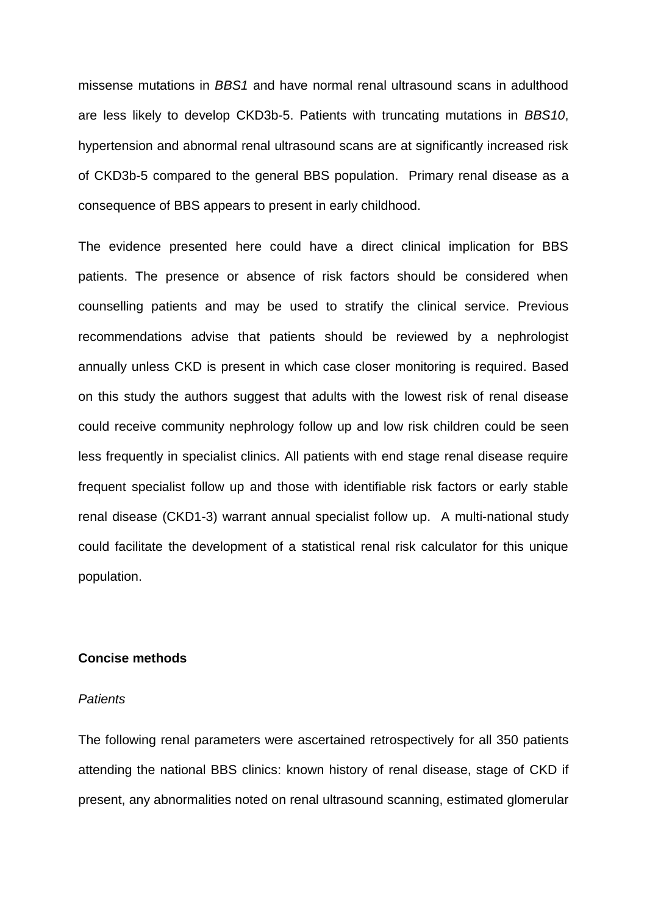missense mutations in *BBS1* and have normal renal ultrasound scans in adulthood are less likely to develop CKD3b-5. Patients with truncating mutations in *BBS10*, hypertension and abnormal renal ultrasound scans are at significantly increased risk of CKD3b-5 compared to the general BBS population. Primary renal disease as a consequence of BBS appears to present in early childhood.

The evidence presented here could have a direct clinical implication for BBS patients. The presence or absence of risk factors should be considered when counselling patients and may be used to stratify the clinical service. Previous recommendations advise that patients should be reviewed by a nephrologist annually unless CKD is present in which case closer monitoring is required. Based on this study the authors suggest that adults with the lowest risk of renal disease could receive community nephrology follow up and low risk children could be seen less frequently in specialist clinics. All patients with end stage renal disease require frequent specialist follow up and those with identifiable risk factors or early stable renal disease (CKD1-3) warrant annual specialist follow up. A multi-national study could facilitate the development of a statistical renal risk calculator for this unique population.

**Concise methods**

*Patients*

The following renal parameters were ascertained retrospectively for all 350 patients attending the national BBS clinics: known history of renal disease, stage of CKD if present, any abnormalities noted on renal ultrasound scanning, estimated glomerular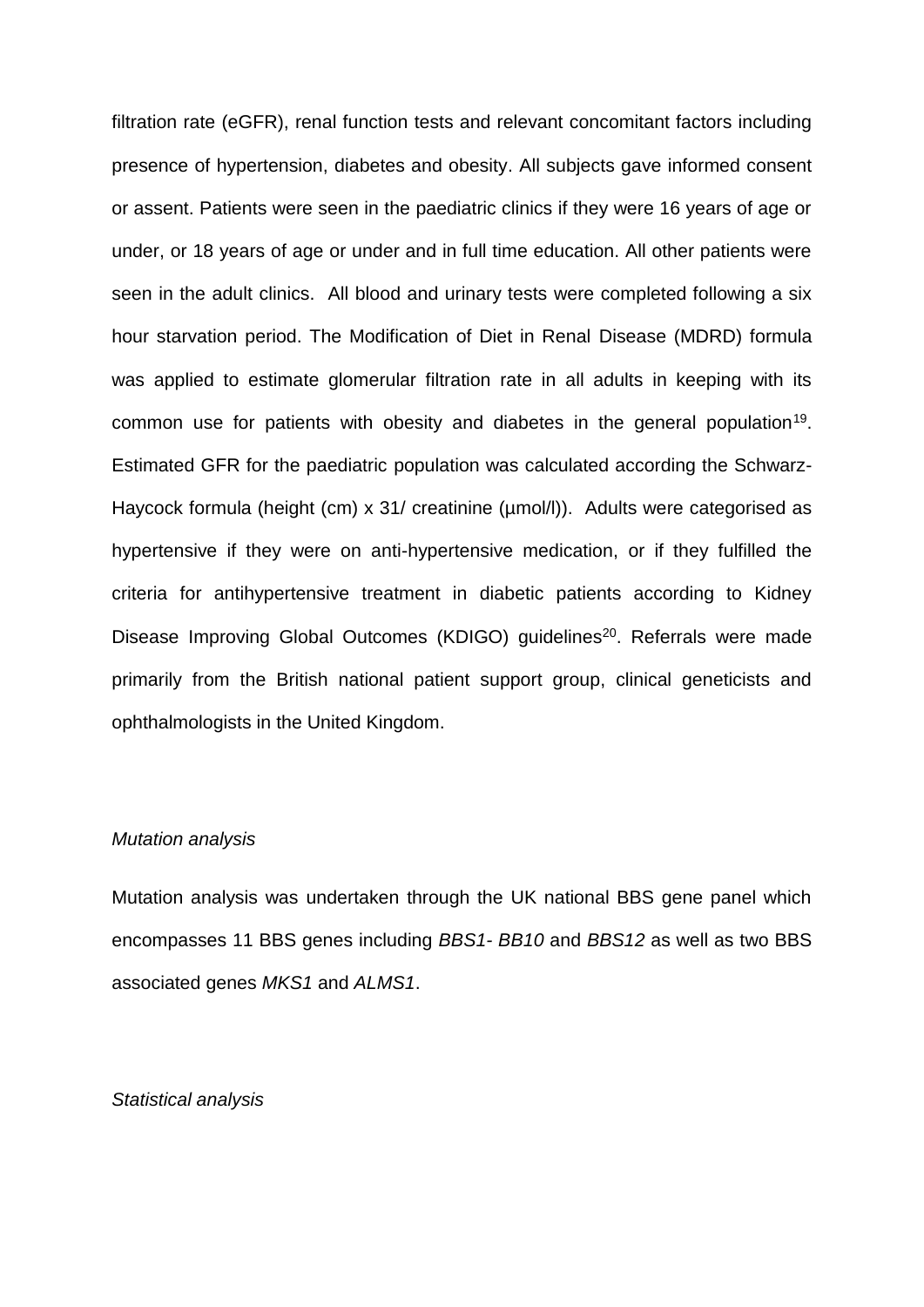filtration rate (eGFR), renal function tests and relevant concomitant factors including presence of hypertension, diabetes and obesity. All subjects gave informed consent or assent. Patients were seen in the paediatric clinics if they were 16 years of age or under, or 18 years of age or under and in full time education. All other patients were seen in the adult clinics. All blood and urinary tests were completed following a six hour starvation period. The Modification of Diet in Renal Disease (MDRD) formula was applied to estimate glomerular filtration rate in all adults in keeping with its common use for patients with obesity and diabetes in the general population[19]. Estimated GFR for the paediatric population was calculated according the Schwarz-Haycock formula (height (cm) x 31/ creatinine (μmol/l)). Adults were categorised as hypertensive if they were on anti-hypertensive medication, or if they fulfilled the criteria for antihypertensive treatment in diabetic patients according to Kidney Disease Improving Global Outcomes (KDIGO) guidelines[20]. Referrals were made primarily from the British national patient support group, clinical geneticists and ophthalmologists in the United Kingdom.

*Mutation analysis*

Mutation analysis was undertaken through the UK national BBS gene panel which encompasses 11 BBS genes including *BBS1- BB10* and *BBS12* as well as two BBS associated genes *MKS1* and *ALMS1*.

*Statistical analysis*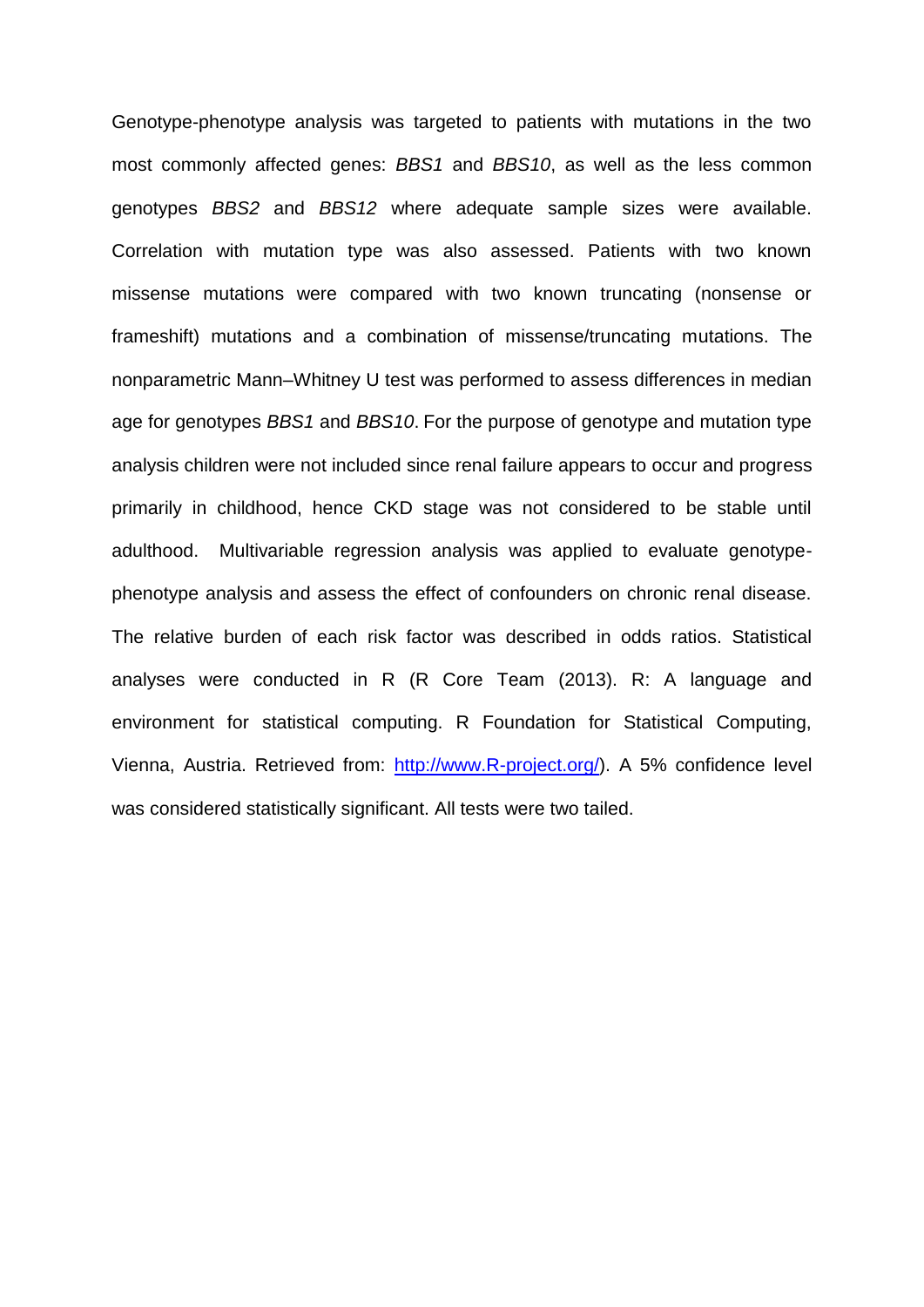Genotype-phenotype analysis was targeted to patients with mutations in the two most commonly affected genes: *BBS1* and *BBS10*, as well as the less common genotypes *BBS2* and *BBS12* where adequate sample sizes were available. Correlation with mutation type was also assessed. Patients with two known missense mutations were compared with two known truncating (nonsense or frameshift) mutations and a combination of missense/truncating mutations. The nonparametric Mann–Whitney U test was performed to assess differences in median age for genotypes *BBS1* and *BBS10*. For the purpose of genotype and mutation type analysis children were not included since renal failure appears to occur and progress primarily in childhood, hence CKD stage was not considered to be stable until adulthood. Multivariable regression analysis was applied to evaluate genotype-phenotype analysis and assess the effect of confounders on chronic renal disease. The relative burden of each risk factor was described in odds ratios. Statistical analyses were conducted in R (R Core Team (2013). R: A language and environment for statistical computing. R Foundation for Statistical Computing, Vienna, Austria. Retrieved from: [http://www.R-project.org/](http://www.R-project.org/)). A 5% confidence level was considered statistically significant. All tests were two tailed.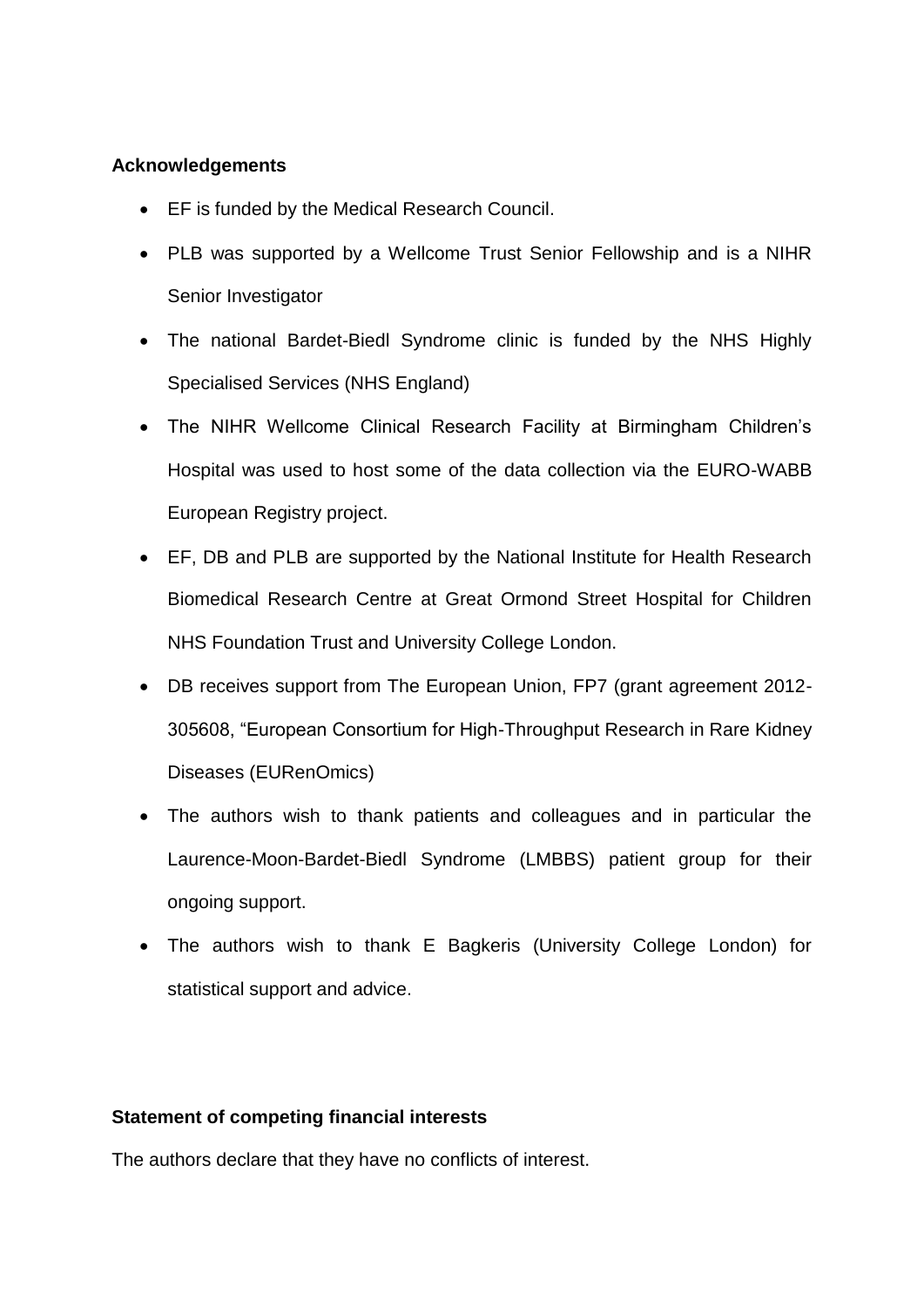**Acknowledgements**

- EF is funded by the Medical Research Council.
- PLB was supported by a Wellcome Trust Senior Fellowship and is a NIHR Senior Investigator
- The national Bardet-Biedl Syndrome clinic is funded by the NHS Highly Specialised Services (NHS England)
- The NIHR Wellcome Clinical Research Facility at Birmingham Children's Hospital was used to host some of the data collection via the EURO-WABB European Registry project.
- EF, DB and PLB are supported by the National Institute for Health Research Biomedical Research Centre at Great Ormond Street Hospital for Children NHS Foundation Trust and University College London.
- DB receives support from The European Union, FP7 (grant agreement 2012-305608, "European Consortium for High-Throughput Research in Rare Kidney Diseases (EURenOmics)
- The authors wish to thank patients and colleagues and in particular the Laurence-Moon-Bardet-Biedl Syndrome (LMBBS) patient group for their ongoing support.
- The authors wish to thank E Bagkeris (University College London) for statistical support and advice.

**Statement of competing financial interests**

The authors declare that they have no conflicts of interest.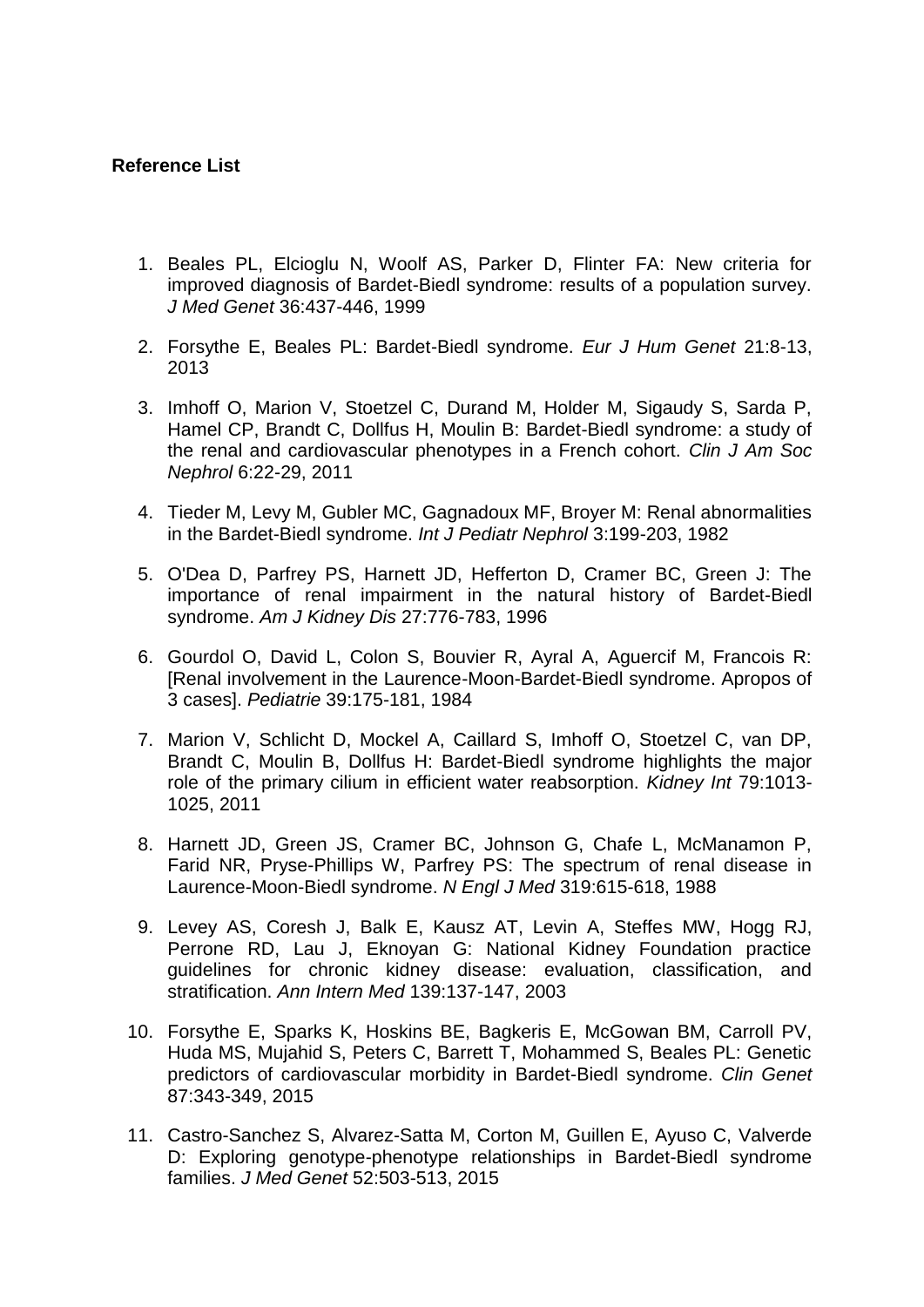**Reference List**

1. Beales PL, Elcioglu N, Woolf AS, Parker D, Flinter FA: New criteria for improved diagnosis of Bardet-Biedl syndrome: results of a population survey. *J Med Genet* 36:437-446, 1999

2. Forsythe E, Beales PL: Bardet-Biedl syndrome. *Eur J Hum Genet* 21:8-13, 2013

3. Imhoff O, Marion V, Stoetzel C, Durand M, Holder M, Sigaudy S, Sarda P, Hamel CP, Brandt C, Dollfus H, Moulin B: Bardet-Biedl syndrome: a study of the renal and cardiovascular phenotypes in a French cohort. *Clin J Am Soc Nephrol* 6:22-29, 2011

4. Tieder M, Levy M, Gubler MC, Gagnadoux MF, Broyer M: Renal abnormalities in the Bardet-Biedl syndrome. *Int J Pediatr Nephrol* 3:199-203, 1982

5. O'Dea D, Parfrey PS, Harnett JD, Hefferton D, Cramer BC, Green J: The importance of renal impairment in the natural history of Bardet-Biedl syndrome. *Am J Kidney Dis* 27:776-783, 1996

6. Gourdol O, David L, Colon S, Bouvier R, Ayral A, Aguercif M, Francois R: [Renal involvement in the Laurence-Moon-Bardet-Biedl syndrome. Apropos of 3 cases]. *Pediatrie* 39:175-181, 1984

7. Marion V, Schlicht D, Mockel A, Caillard S, Imhoff O, Stoetzel C, van DP, Brandt C, Moulin B, Dollfus H: Bardet-Biedl syndrome highlights the major role of the primary cilium in efficient water reabsorption. *Kidney Int* 79:1013-1025, 2011

8. Harnett JD, Green JS, Cramer BC, Johnson G, Chafe L, McManamon P, Farid NR, Pryse-Phillips W, Parfrey PS: The spectrum of renal disease in Laurence-Moon-Biedl syndrome. *N Engl J Med* 319:615-618, 1988

9. Levey AS, Coresh J, Balk E, Kausz AT, Levin A, Steffes MW, Hogg RJ, Perrone RD, Lau J, Eknoyan G: National Kidney Foundation practice guidelines for chronic kidney disease: evaluation, classification, and stratification. *Ann Intern Med* 139:137-147, 2003

10. Forsythe E, Sparks K, Hoskins BE, Bagkeris E, McGowan BM, Carroll PV, Huda MS, Mujahid S, Peters C, Barrett T, Mohammed S, Beales PL: Genetic predictors of cardiovascular morbidity in Bardet-Biedl syndrome. *Clin Genet* 87:343-349, 2015

11. Castro-Sanchez S, Alvarez-Satta M, Corton M, Guillen E, Ayuso C, Valverde D: Exploring genotype-phenotype relationships in Bardet-Biedl syndrome families. *J Med Genet* 52:503-513, 2015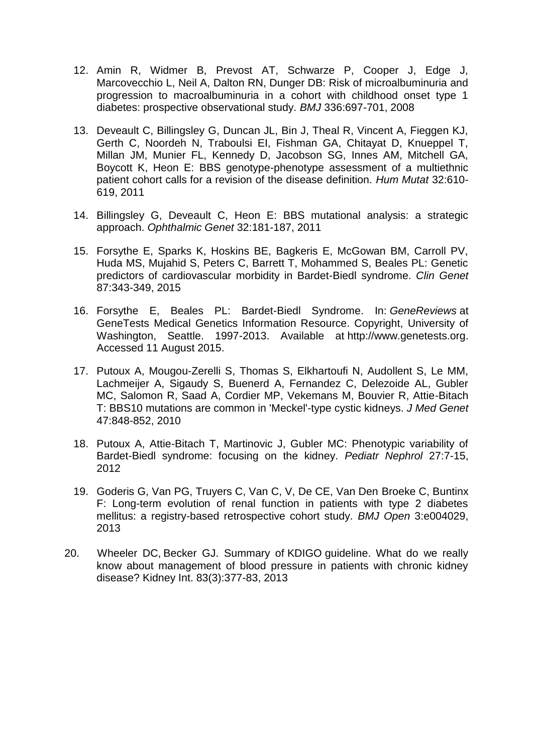12. Amin R, Widmer B, Prevost AT, Schwarze P, Cooper J, Edge J, Marcovecchio L, Neil A, Dalton RN, Dunger DB: Risk of microalbuminuria and progression to macroalbuminuria in a cohort with childhood onset type 1 diabetes: prospective observational study. *BMJ* 336:697-701, 2008

13. Deveault C, Billingsley G, Duncan JL, Bin J, Theal R, Vincent A, Fieggen KJ, Gerth C, Noordeh N, Traboulsi EI, Fishman GA, Chitayat D, Knueppel T, Millan JM, Munier FL, Kennedy D, Jacobson SG, Innes AM, Mitchell GA, Boycott K, Heon E: BBS genotype-phenotype assessment of a multiethnic patient cohort calls for a revision of the disease definition. *Hum Mutat* 32:610-619, 2011

14. Billingsley G, Deveault C, Heon E: BBS mutational analysis: a strategic approach. *Ophthalmic Genet* 32:181-187, 2011

15. Forsythe E, Sparks K, Hoskins BE, Bagkeris E, McGowan BM, Carroll PV, Huda MS, Mujahid S, Peters C, Barrett T, Mohammed S, Beales PL: Genetic predictors of cardiovascular morbidity in Bardet-Biedl syndrome. *Clin Genet* 87:343-349, 2015

16. Forsythe E, Beales PL: Bardet-Biedl Syndrome. In: *GeneReviews* at GeneTests Medical Genetics Information Resource. Copyright, University of Washington, Seattle. 1997-2013. Available at http://www.genetests.org. Accessed 11 August 2015.

17. Putoux A, Mougou-Zerelli S, Thomas S, Elkhartoufi N, Audollent S, Le MM, Lachmeijer A, Sigaudy S, Buenerd A, Fernandez C, Delezoide AL, Gubler MC, Salomon R, Saad A, Cordier MP, Vekemans M, Bouvier R, Attie-Bitach T: BBS10 mutations are common in 'Meckel'-type cystic kidneys. *J Med Genet* 47:848-852, 2010

18. Putoux A, Attie-Bitach T, Martinovic J, Gubler MC: Phenotypic variability of Bardet-Biedl syndrome: focusing on the kidney. *Pediatr Nephrol* 27:7-15, 2012

19. Goderis G, Van PG, Truyers C, Van C, V, De CE, Van Den Broeke C, Buntinx F: Long-term evolution of renal function in patients with type 2 diabetes mellitus: a registry-based retrospective cohort study. *BMJ Open* 3:e004029, 2013

20. Wheeler DC, Becker GJ. Summary of KDIGO guideline. What do we really know about management of blood pressure in patients with chronic kidney disease? Kidney Int. 83(3):377-83, 2013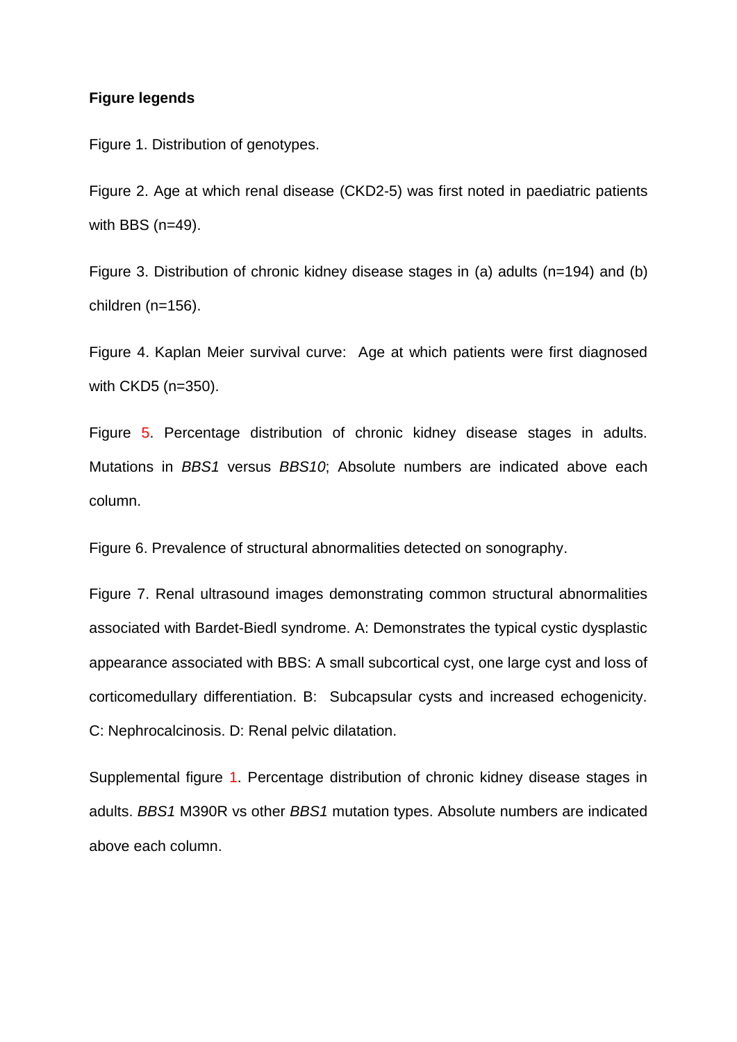**Figure legends**

Figure 1. Distribution of genotypes.

Figure 2. Age at which renal disease (CKD2-5) was first noted in paediatric patients with BBS (n=49).

Figure 3. Distribution of chronic kidney disease stages in (a) adults (n=194) and (b) children (n=156).

Figure 4. Kaplan Meier survival curve: Age at which patients were first diagnosed with CKD5 (n=350).

Figure 5. Percentage distribution of chronic kidney disease stages in adults. Mutations in *BBS1* versus *BBS10*; Absolute numbers are indicated above each column.

Figure 6. Prevalence of structural abnormalities detected on sonography.

Figure 7. Renal ultrasound images demonstrating common structural abnormalities associated with Bardet-Biedl syndrome. A: Demonstrates the typical cystic dysplastic appearance associated with BBS: A small subcortical cyst, one large cyst and loss of corticomedullary differentiation. B: Subcapsular cysts and increased echogenicity. C: Nephrocalcinosis. D: Renal pelvic dilatation.

Supplemental figure 1. Percentage distribution of chronic kidney disease stages in adults. *BBS1* M390R vs other *BBS1* mutation types. Absolute numbers are indicated above each column.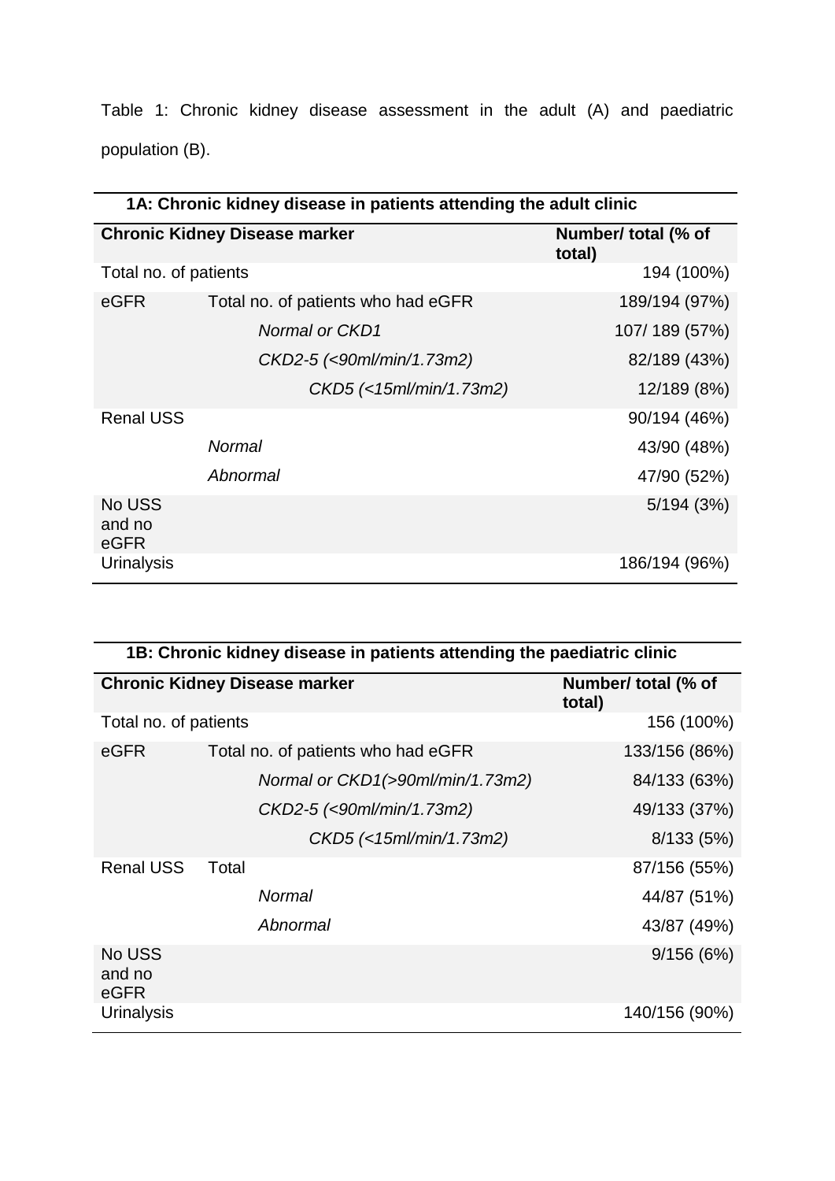Table 1: Chronic kidney disease assessment in the adult (A) and paediatric population (B).

| **1A: Chronic kidney disease in patients attending the adult clinic** | | |
|---|---|---|
| **Chronic Kidney Disease marker** | | **Number/ total (% of total)** |
| Total no. of patients | | 194 (100%) |
| eGFR | Total no. of patients who had eGFR | 189/194 (97%) |
| | *Normal or CKD1* | 107/ 189 (57%) |
| | *CKD2-5 (<90ml/min/1.73m2)* | 82/189 (43%) |
| | *CKD5 (<15ml/min/1.73m2)* | 12/189 (8%) |
| Renal USS | | 90/194 (46%) |
| | *Normal* | 43/90 (48%) |
| | *Abnormal* | 47/90 (52%) |
| No USS and no eGFR | | 5/194 (3%) |
| Urinalysis | | 186/194 (96%) |

| **1B: Chronic kidney disease in patients attending the paediatric clinic** | | |
|---|---|---|
| **Chronic Kidney Disease marker** | | **Number/ total (% of total)** |
| Total no. of patients | | 156 (100%) |
| eGFR | Total no. of patients who had eGFR | 133/156 (86%) |
| | *Normal or CKD1(>90ml/min/1.73m2)* | 84/133 (63%) |
| | *CKD2-5 (<90ml/min/1.73m2)* | 49/133 (37%) |
| | *CKD5 (<15ml/min/1.73m2)* | 8/133 (5%) |
| Renal USS | Total | 87/156 (55%) |
| | *Normal* | 44/87 (51%) |
| | *Abnormal* | 43/87 (49%) |
| No USS and no eGFR | | 9/156 (6%) |
| Urinalysis | | 140/156 (90%) |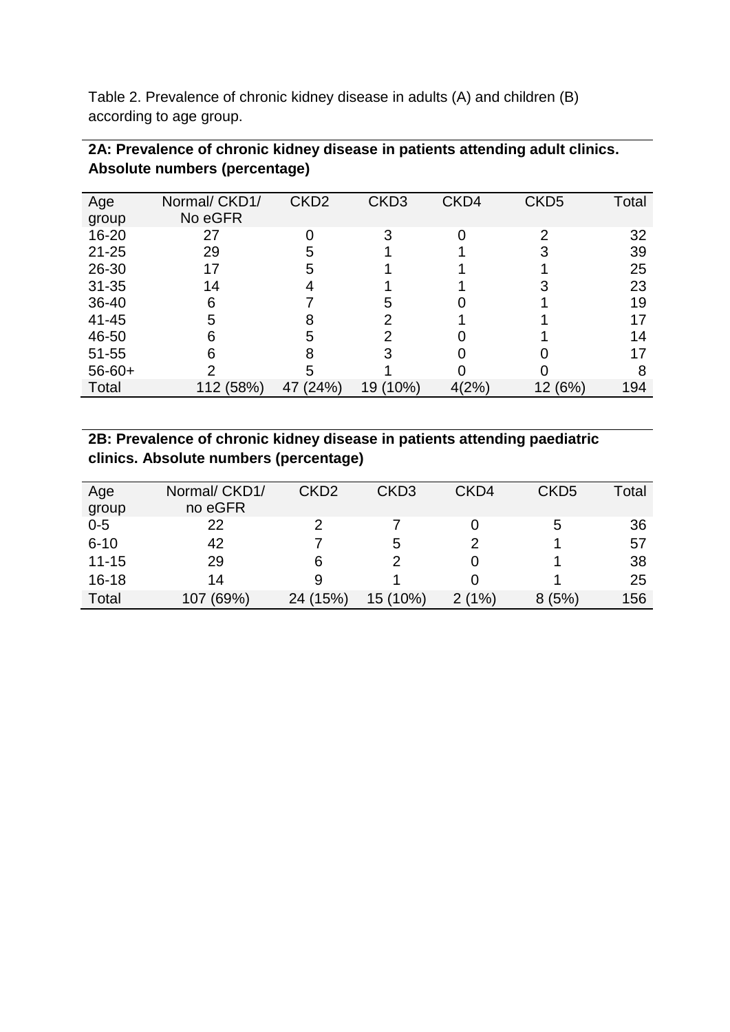Table 2. Prevalence of chronic kidney disease in adults (A) and children (B) according to age group.

**2A: Prevalence of chronic kidney disease in patients attending adult clinics. Absolute numbers (percentage)**

| Age group | Normal/ CKD1/ No eGFR | CKD2 | CKD3 | CKD4 | CKD5 | Total |
|---|---|---|---|---|---|---|
| 16-20 | 27 | 0 | 3 | 0 | 2 | 32 |
| 21-25 | 29 | 5 | 1 | 1 | 3 | 39 |
| 26-30 | 17 | 5 | 1 | 1 | 1 | 25 |
| 31-35 | 14 | 4 | 1 | 1 | 3 | 23 |
| 36-40 | 6 | 7 | 5 | 0 | 1 | 19 |
| 41-45 | 5 | 8 | 2 | 1 | 1 | 17 |
| 46-50 | 6 | 5 | 2 | 0 | 1 | 14 |
| 51-55 | 6 | 8 | 3 | 0 | 0 | 17 |
| 56-60+ | 2 | 5 | 1 | 0 | 0 | 8 |
| Total | 112 (58%) | 47 (24%) | 19 (10%) | 4(2%) | 12 (6%) | 194 |

**2B: Prevalence of chronic kidney disease in patients attending paediatric clinics. Absolute numbers (percentage)**

| Age group | Normal/ CKD1/ no eGFR | CKD2 | CKD3 | CKD4 | CKD5 | Total |
|---|---|---|---|---|---|---|
| 0-5 | 22 | 2 | 7 | 0 | 5 | 36 |
| 6-10 | 42 | 7 | 5 | 2 | 1 | 57 |
| 11-15 | 29 | 6 | 2 | 0 | 1 | 38 |
| 16-18 | 14 | 9 | 1 | 0 | 1 | 25 |
| Total | 107 (69%) | 24 (15%) | 15 (10%) | 2 (1%) | 8 (5%) | 156 |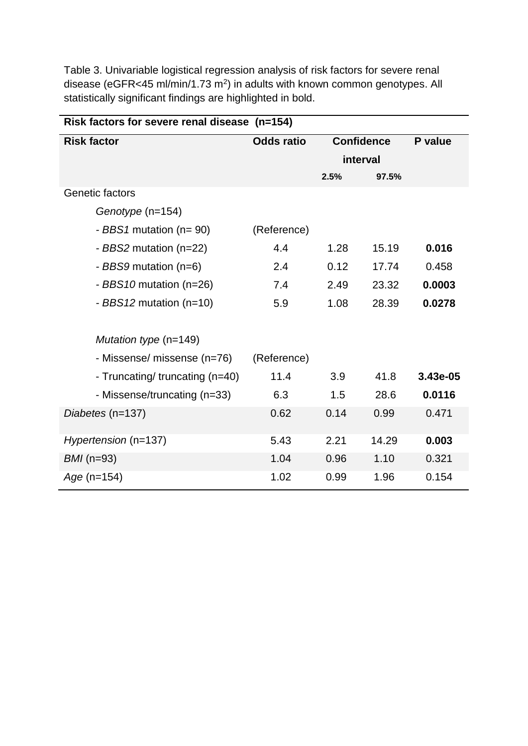Table 3. Univariable logistical regression analysis of risk factors for severe renal disease (eGFR<45 ml/min/1.73 $m^2$) in adults with known common genotypes. All statistically significant findings are highlighted in bold.

| Risk factors for severe renal disease (n=154) | | | | |
|---|---|---|---|---|
| **Risk factor** | **Odds ratio** | **Confidence interval** | | **P value** |
| | | **2.5%** | **97.5%** | |
| Genetic factors | | | | |
| *Genotype* (n=154) | | | | |
| - *BBS1* mutation (n= 90) | (Reference) | | | |
| - *BBS2* mutation (n=22) | 4.4 | 1.28 | 15.19 | **0.016** |
| - *BBS9* mutation (n=6) | 2.4 | 0.12 | 17.74 | 0.458 |
| - *BBS10* mutation (n=26) | 7.4 | 2.49 | 23.32 | **0.0003** |
| - *BBS12* mutation (n=10) | 5.9 | 1.08 | 28.39 | **0.0278** |
| *Mutation type* (n=149) | | | | |
| - Missense/ missense (n=76) | (Reference) | | | |
| - Truncating/ truncating (n=40) | 11.4 | 3.9 | 41.8 | **3.43e-05** |
| - Missense/truncating (n=33) | 6.3 | 1.5 | 28.6 | **0.0116** |
| *Diabetes* (n=137) | 0.62 | 0.14 | 0.99 | 0.471 |
| *Hypertension* (n=137) | 5.43 | 2.21 | 14.29 | **0.003** |
| *BMI* (n=93) | 1.04 | 0.96 | 1.10 | 0.321 |
| *Age* (n=154) | 1.02 | 0.99 | 1.96 | 0.154 |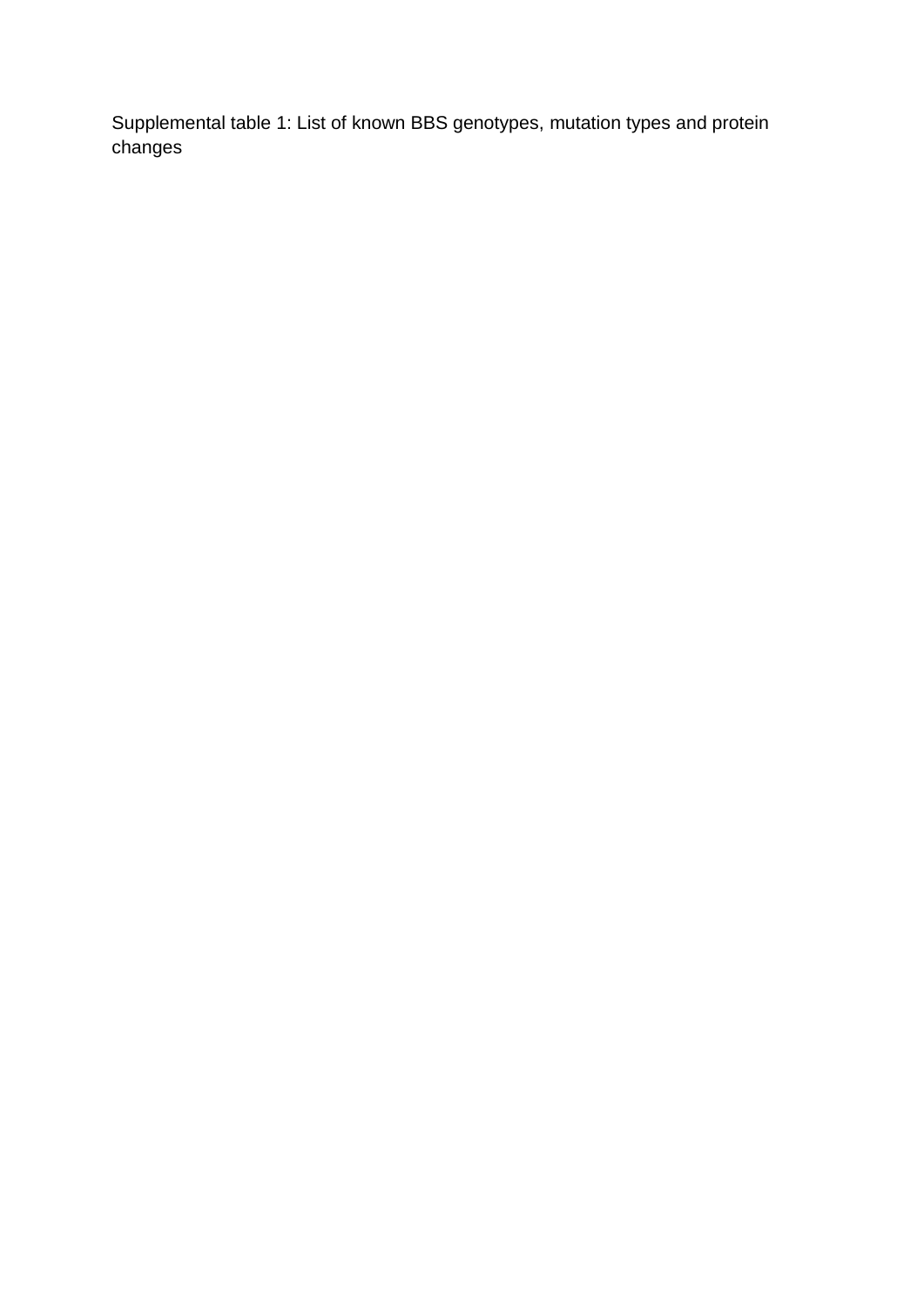Supplemental table 1: List of known BBS genotypes, mutation types and protein changes